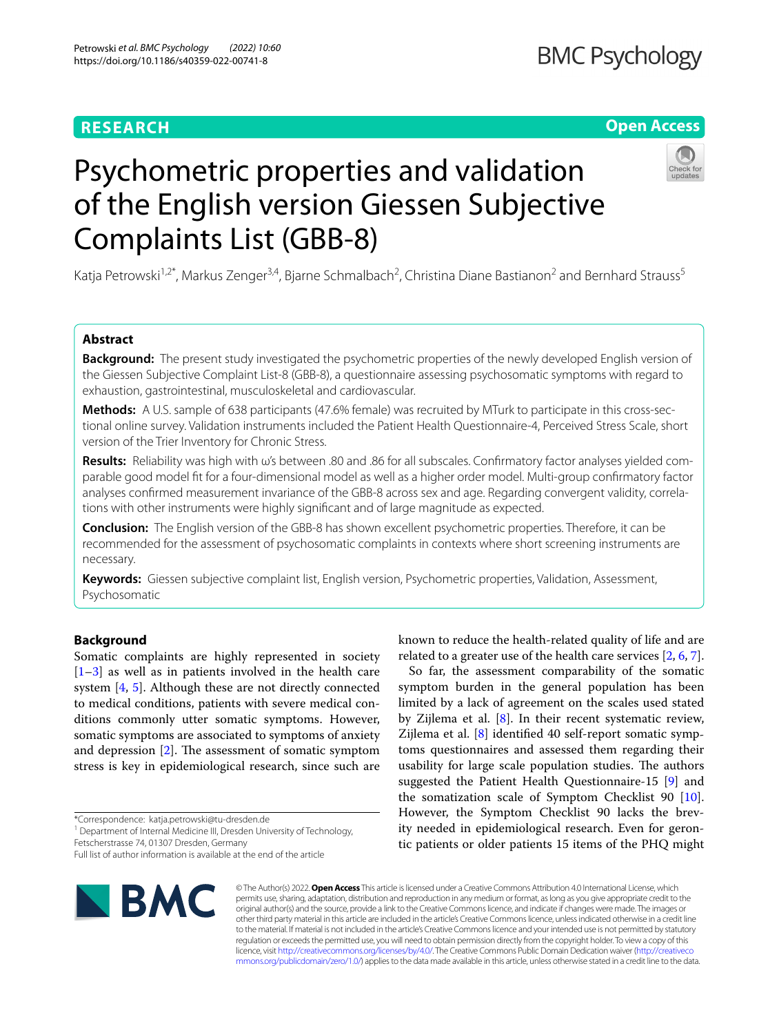**RESEARCH** **Open Access**

# Psychometric properties and validation of the English version Giessen Subjective Complaints List (GBB-8)

Katja Petrowski[1,2*], Markus Zenger[3,4], Bjarne Schmalbach[2], Christina Diane Bastianon[2] and Bernhard Strauss[5]

## Abstract

**Background:** The present study investigated the psychometric properties of the newly developed English version of the Giessen Subjective Complaint List-8 (GBB-8), a questionnaire assessing psychosomatic symptoms with regard to exhaustion, gastrointestinal, musculoskeletal and cardiovascular.

**Methods:** A U.S. sample of 638 participants (47.6% female) was recruited by MTurk to participate in this cross-sectional online survey. Validation instruments included the Patient Health Questionnaire-4, Perceived Stress Scale, short version of the Trier Inventory for Chronic Stress.

**Results:** Reliability was high with ω's between .80 and .86 for all subscales. Confirmatory factor analyses yielded comparable good model fit for a four-dimensional model as well as a higher order model. Multi-group confirmatory factor analyses confirmed measurement invariance of the GBB-8 across sex and age. Regarding convergent validity, correlations with other instruments were highly significant and of large magnitude as expected.

**Conclusion:** The English version of the GBB-8 has shown excellent psychometric properties. Therefore, it can be recommended for the assessment of psychosomatic complaints in contexts where short screening instruments are necessary.

**Keywords:** Giessen subjective complaint list, English version, Psychometric properties, Validation, Assessment, Psychosomatic

## Background

Somatic complaints are highly represented in society [1–3] as well as in patients involved in the health care system [4, 5]. Although these are not directly connected to medical conditions, patients with severe medical conditions commonly utter somatic symptoms. However, somatic symptoms are associated to symptoms of anxiety and depression [2]. The assessment of somatic symptom stress is key in epidemiological research, since such are known to reduce the health-related quality of life and are related to a greater use of the health care services [2, 6, 7].

So far, the assessment comparability of the somatic symptom burden in the general population has been limited by a lack of agreement on the scales used stated by Zijlema et al. [8]. In their recent systematic review, Zijlema et al. [8] identified 40 self-report somatic symptoms questionnaires and assessed them regarding their usability for large scale population studies. The authors suggested the Patient Health Questionnaire-15 [9] and the somatization scale of Symptom Checklist 90 [10]. However, the Symptom Checklist 90 lacks the brevity needed in epidemiological research. Even for gerontic patients or older patients 15 items of the PHQ might

*Correspondence: katja.petrowski@tu-dresden.de
[1] Department of Internal Medicine III, Dresden University of Technology, Fetscherstrasse 74, 01307 Dresden, Germany
Full list of author information is available at the end of the article

© The Author(s) 2022. **Open Access** This article is licensed under a Creative Commons Attribution 4.0 International License, which permits use, sharing, adaptation, distribution and reproduction in any medium or format, as long as you give appropriate credit to the original author(s) and the source, provide a link to the Creative Commons licence, and indicate if changes were made. The images or other third party material in this article are included in the article's Creative Commons licence, unless indicated otherwise in a credit line to the material. If material is not included in the article's Creative Commons licence and your intended use is not permitted by statutory regulation or exceeds the permitted use, you will need to obtain permission directly from the copyright holder. To view a copy of this licence, visit http://creativecommons.org/licenses/by/4.0/. The Creative Commons Public Domain Dedication waiver (http://creativecommons.org/publicdomain/zero/1.0/) applies to the data made available in this article, unless otherwise stated in a credit line to the data.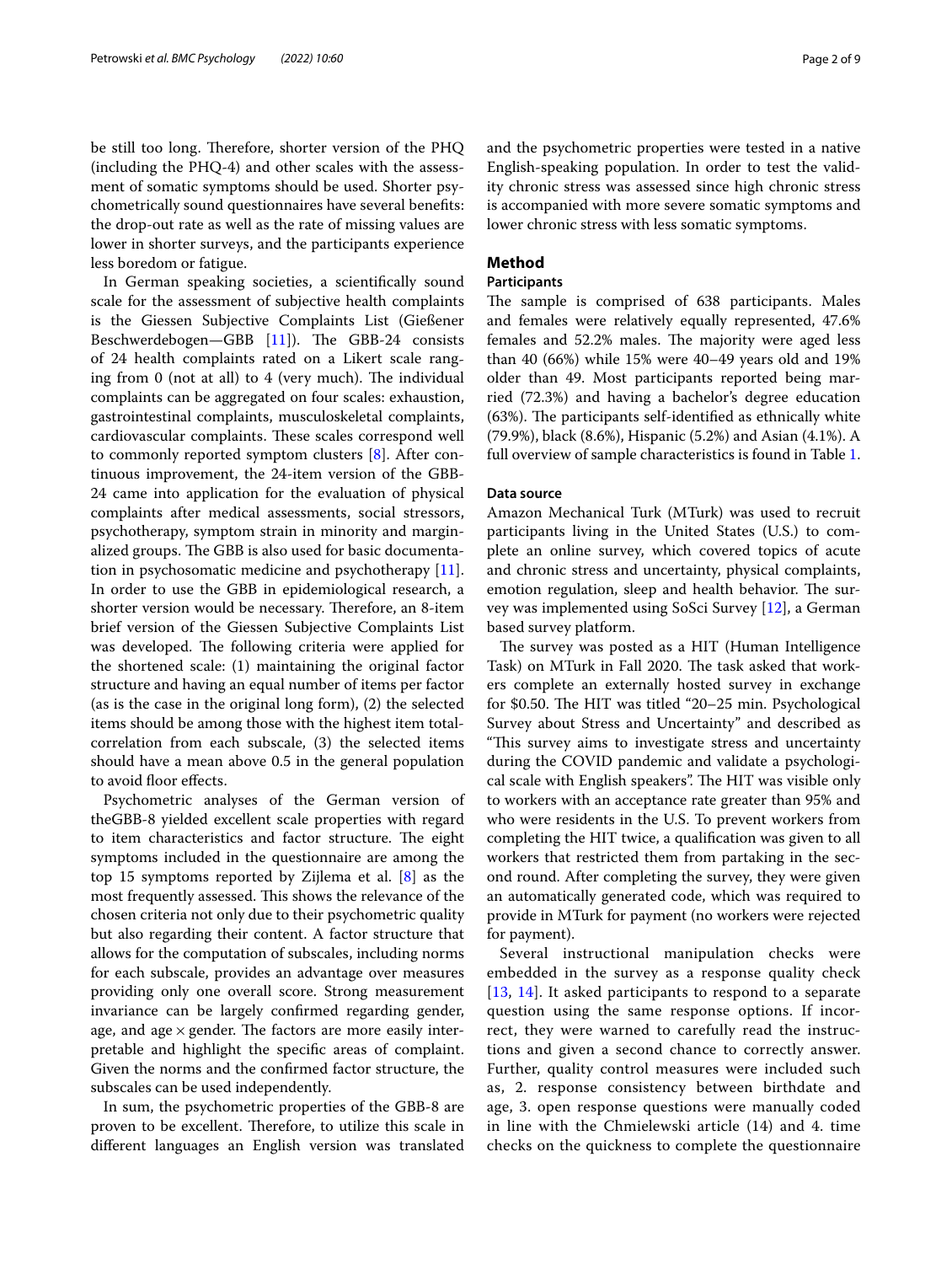be still too long. Therefore, shorter version of the PHQ (including the PHQ-4) and other scales with the assessment of somatic symptoms should be used. Shorter psychometrically sound questionnaires have several benefits: the drop-out rate as well as the rate of missing values are lower in shorter surveys, and the participants experience less boredom or fatigue.

In German speaking societies, a scientifically sound scale for the assessment of subjective health complaints is the Giessen Subjective Complaints List (Gießener Beschwerdebogen—GBB [11]). The GBB-24 consists of 24 health complaints rated on a Likert scale ranging from 0 (not at all) to 4 (very much). The individual complaints can be aggregated on four scales: exhaustion, gastrointestinal complaints, musculoskeletal complaints, cardiovascular complaints. These scales correspond well to commonly reported symptom clusters [8]. After continuous improvement, the 24-item version of the GBB-24 came into application for the evaluation of physical complaints after medical assessments, social stressors, psychotherapy, symptom strain in minority and marginalized groups. The GBB is also used for basic documentation in psychosomatic medicine and psychotherapy [11]. In order to use the GBB in epidemiological research, a shorter version would be necessary. Therefore, an 8-item brief version of the Giessen Subjective Complaints List was developed. The following criteria were applied for the shortened scale: (1) maintaining the original factor structure and having an equal number of items per factor (as is the case in the original long form), (2) the selected items should be among those with the highest item total-correlation from each subscale, (3) the selected items should have a mean above 0.5 in the general population to avoid floor effects.

Psychometric analyses of the German version of theGBB-8 yielded excellent scale properties with regard to item characteristics and factor structure. The eight symptoms included in the questionnaire are among the top 15 symptoms reported by Zijlema et al. [8] as the most frequently assessed. This shows the relevance of the chosen criteria not only due to their psychometric quality but also regarding their content. A factor structure that allows for the computation of subscales, including norms for each subscale, provides an advantage over measures providing only one overall score. Strong measurement invariance can be largely confirmed regarding gender, age, and age × gender. The factors are more easily interpretable and highlight the specific areas of complaint. Given the norms and the confirmed factor structure, the subscales can be used independently.

In sum, the psychometric properties of the GBB-8 are proven to be excellent. Therefore, to utilize this scale in different languages an English version was translated and the psychometric properties were tested in a native English-speaking population. In order to test the validity chronic stress was assessed since high chronic stress is accompanied with more severe somatic symptoms and lower chronic stress with less somatic symptoms.

## Method

### Participants

The sample is comprised of 638 participants. Males and females were relatively equally represented, 47.6% females and 52.2% males. The majority were aged less than 40 (66%) while 15% were 40–49 years old and 19% older than 49. Most participants reported being married (72.3%) and having a bachelor's degree education (63%). The participants self-identified as ethnically white (79.9%), black (8.6%), Hispanic (5.2%) and Asian (4.1%). A full overview of sample characteristics is found in Table 1.

### Data source

Amazon Mechanical Turk (MTurk) was used to recruit participants living in the United States (U.S.) to complete an online survey, which covered topics of acute and chronic stress and uncertainty, physical complaints, emotion regulation, sleep and health behavior. The survey was implemented using SoSci Survey [12], a German based survey platform.

The survey was posted as a HIT (Human Intelligence Task) on MTurk in Fall 2020. The task asked that workers complete an externally hosted survey in exchange for $0.50. The HIT was titled "20–25 min. Psychological Survey about Stress and Uncertainty" and described as "This survey aims to investigate stress and uncertainty during the COVID pandemic and validate a psychological scale with English speakers". The HIT was visible only to workers with an acceptance rate greater than 95% and who were residents in the U.S. To prevent workers from completing the HIT twice, a qualification was given to all workers that restricted them from partaking in the second round. After completing the survey, they were given an automatically generated code, which was required to provide in MTurk for payment (no workers were rejected for payment).

Several instructional manipulation checks were embedded in the survey as a response quality check [13, 14]. It asked participants to respond to a separate question using the same response options. If incorrect, they were warned to carefully read the instructions and given a second chance to correctly answer. Further, quality control measures were included such as, 2. response consistency between birthdate and age, 3. open response questions were manually coded in line with the Chmielewski article (14) and 4. time checks on the quickness to complete the questionnaire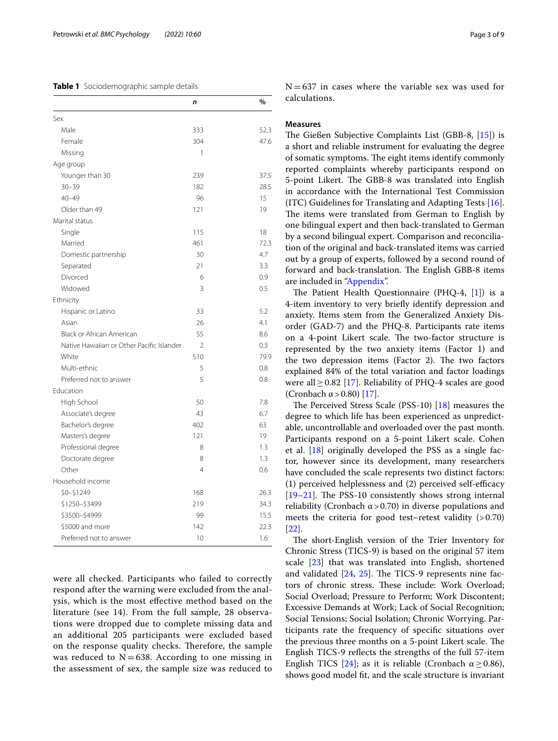**Table 1** Sociodemographic sample details

| | *n* | % |
|---|---|---|
| Sex | | |
| Male | 333 | 52.3 |
| Female | 304 | 47.6 |
| Missing | 1 | |
| Age group | | |
| Younger than 30 | 239 | 37.5 |
| 30–39 | 182 | 28.5 |
| 40–49 | 96 | 15 |
| Older than 49 | 121 | 19 |
| Marital status | | |
| Single | 115 | 18 |
| Married | 461 | 72.3 |
| Domestic partnership | 30 | 4.7 |
| Separated | 21 | 3.3 |
| Divorced | 6 | 0.9 |
| Widowed | 3 | 0.5 |
| Ethnicity | | |
| Hispanic or Latino | 33 | 5.2 |
| Asian | 26 | 4.1 |
| Black or African American | 55 | 8.6 |
| Native Hawaiian or Other Pacific Islander | 2 | 0.3 |
| White | 510 | 79.9 |
| Multi-ethnic | 5 | 0.8 |
| Preferred not to answer | 5 | 0.8 |
| Education | | |
| High School | 50 | 7.8 |
| Associate's degree | 43 | 6.7 |
| Bachelor's degree | 402 | 63 |
| Masters's degree | 121 | 19 |
| Professional degree | 8 | 1.3 |
| Doctorate degree | 8 | 1.3 |
| Other | 4 | 0.6 |
| Household income | | |
| $0–$1249 | 168 | 26.3 |
| $1250–$3499 | 219 | 34.3 |
| $3500–$4999 | 99 | 15.5 |
| $5000 and more | 142 | 22.3 |
| Preferred not to answer | 10 | 1.6 |

were all checked. Participants who failed to correctly respond after the warning were excluded from the analysis, which is the most effective method based on the literature (see 14). From the full sample, 28 observations were dropped due to complete missing data and an additional 205 participants were excluded based on the response quality checks. Therefore, the sample was reduced to N = 638. According to one missing in the assessment of sex, the sample size was reduced to N = 637 in cases where the variable sex was used for calculations.

### Measures

The Gießen Subjective Complaints List (GBB-8, [15]) is a short and reliable instrument for evaluating the degree of somatic symptoms. The eight items identify commonly reported complaints whereby participants respond on 5-point Likert. The GBB-8 was translated into English in accordance with the International Test Commission (ITC) Guidelines for Translating and Adapting Tests [16]. The items were translated from German to English by one bilingual expert and then back-translated to German by a second bilingual expert. Comparison and reconciliation of the original and back-translated items was carried out by a group of experts, followed by a second round of forward and back-translation. The English GBB-8 items are included in "Appendix".

The Patient Health Questionnaire (PHQ-4, [1]) is a 4-item inventory to very briefly identify depression and anxiety. Items stem from the Generalized Anxiety Disorder (GAD-7) and the PHQ-8. Participants rate items on a 4-point Likert scale. The two-factor structure is represented by the two anxiety items (Factor 1) and the two depression items (Factor 2). The two factors explained 84% of the total variation and factor loadings were all ≥ 0.82 [17]. Reliability of PHQ-4 scales are good (Cronbach $\alpha > 0.80$) [17].

The Perceived Stress Scale (PSS-10) [18] measures the degree to which life has been experienced as unpredictable, uncontrollable and overloaded over the past month. Participants respond on a 5-point Likert scale. Cohen et al. [18] originally developed the PSS as a single factor, however since its development, many researchers have concluded the scale represents two distinct factors: (1) perceived helplessness and (2) perceived self-efficacy [19–21]. The PSS-10 consistently shows strong internal reliability (Cronbach $\alpha > 0.70$) in diverse populations and meets the criteria for good test–retest validity (> 0.70) [22].

The short-English version of the Trier Inventory for Chronic Stress (TICS-9) is based on the original 57 item scale [23] that was translated into English, shortened and validated [24, 25]. The TICS-9 represents nine factors of chronic stress. These include: Work Overload; Social Overload; Pressure to Perform; Work Discontent; Excessive Demands at Work; Lack of Social Recognition; Social Tensions; Social Isolation; Chronic Worrying. Participants rate the frequency of specific situations over the previous three months on a 5-point Likert scale. The English TICS-9 reflects the strengths of the full 57-item English TICS [24]; as it is reliable (Cronbach $\alpha \geq 0.86$), shows good model fit, and the scale structure is invariant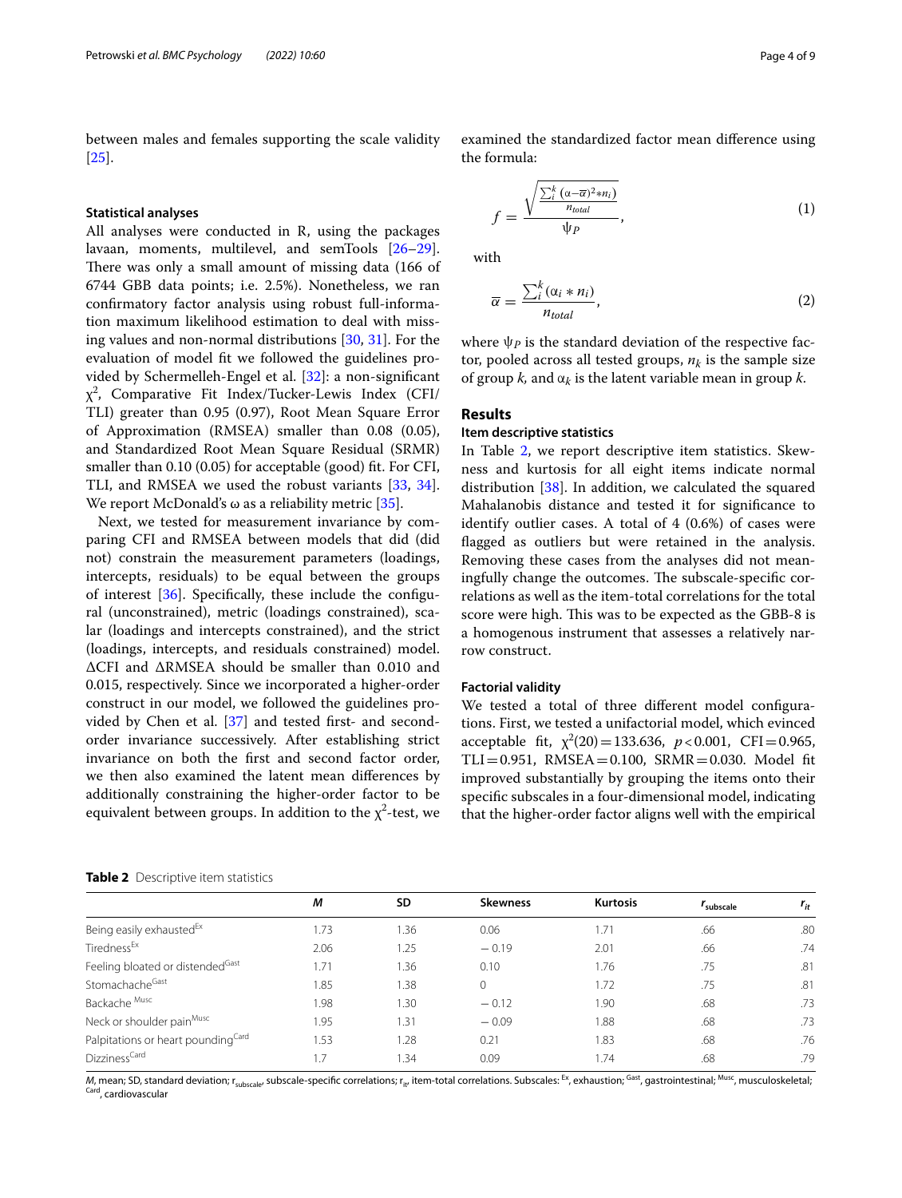between males and females supporting the scale validity [25].

### Statistical analyses

All analyses were conducted in R, using the packages lavaan, moments, multilevel, and semTools [26–29]. There was only a small amount of missing data (166 of 6744 GBB data points; i.e. 2.5%). Nonetheless, we ran confirmatory factor analysis using robust full-information maximum likelihood estimation to deal with missing values and non-normal distributions [30, 31]. For the evaluation of model fit we followed the guidelines provided by Schermelleh-Engel et al. [32]: a non-significant $\chi^2$, Comparative Fit Index/Tucker-Lewis Index (CFI/TLI) greater than 0.95 (0.97), Root Mean Square Error of Approximation (RMSEA) smaller than 0.08 (0.05), and Standardized Root Mean Square Residual (SRMR) smaller than 0.10 (0.05) for acceptable (good) fit. For CFI, TLI, and RMSEA we used the robust variants [33, 34]. We report McDonald's ω as a reliability metric [35].

Next, we tested for measurement invariance by comparing CFI and RMSEA between models that did (did not) constrain the measurement parameters (loadings, intercepts, residuals) to be equal between the groups of interest [36]. Specifically, these include the configural (unconstrained), metric (loadings constrained), scalar (loadings and intercepts constrained), and the strict (loadings, intercepts, and residuals constrained) model. ΔCFI and ΔRMSEA should be smaller than 0.010 and 0.015, respectively. Since we incorporated a higher-order construct in our model, we followed the guidelines provided by Chen et al. [37] and tested first- and second-order invariance successively. After establishing strict invariance on both the first and second factor order, we then also examined the latent mean differences by additionally constraining the higher-order factor to be equivalent between groups. In addition to the $\chi^2$-test, we examined the standardized factor mean difference using the formula:

$$f = \frac{\sqrt{\frac{\sum_i^k (\alpha - \overline{\alpha})^2 * n_i)}{n_{total}}}}{\psi_P}, \tag{1}$$

with

$$\overline{\alpha} = \frac{\sum_i^k (\alpha_i * n_i)}{n_{total}}, \tag{2}$$

where $\psi_P$ is the standard deviation of the respective factor, pooled across all tested groups, $n_k$ is the sample size of group $k$, and $\alpha_k$ is the latent variable mean in group $k$.

## Results

### Item descriptive statistics

In Table 2, we report descriptive item statistics. Skewness and kurtosis for all eight items indicate normal distribution [38]. In addition, we calculated the squared Mahalanobis distance and tested it for significance to identify outlier cases. A total of 4 (0.6%) of cases were flagged as outliers but were retained in the analysis. Removing these cases from the analyses did not meaningfully change the outcomes. The subscale-specific correlations as well as the item-total correlations for the total score were high. This was to be expected as the GBB-8 is a homogenous instrument that assesses a relatively narrow construct.

### Factorial validity

We tested a total of three different model configurations. First, we tested a unifactorial model, which evinced acceptable fit, $\chi^2(20) = 133.636$, $p < 0.001$, CFI = 0.965, TLI = 0.951, RMSEA = 0.100, SRMR = 0.030. Model fit improved substantially by grouping the items onto their specific subscales in a four-dimensional model, indicating that the higher-order factor aligns well with the empirical

**Table 2** Descriptive item statistics

| | *M* | SD | Skewness | Kurtosis | $r_{subscale}$ | $r_{it}$ |
|---|---|---|---|---|---|---|
| Being easily exhausted[Ex] | 1.73 | 1.36 | 0.06 | 1.71 | .66 | .80 |
| Tiredness[Ex] | 2.06 | 1.25 | − 0.19 | 2.01 | .66 | .74 |
| Feeling bloated or distended[Gast] | 1.71 | 1.36 | 0.10 | 1.76 | .75 | .81 |
| Stomachache[Gast] | 1.85 | 1.38 | 0 | 1.72 | .75 | .81 |
| Backache[Musc] | 1.98 | 1.30 | − 0.12 | 1.90 | .68 | .73 |
| Neck or shoulder pain[Musc] | 1.95 | 1.31 | − 0.09 | 1.88 | .68 | .73 |
| Palpitations or heart pounding[Card] | 1.53 | 1.28 | 0.21 | 1.83 | .68 | .76 |
| Dizziness[Card] | 1.7 | 1.34 | 0.09 | 1.74 | .68 | .79 |

*M*, mean; SD, standard deviation; $r_{subscale}$, subscale-specific correlations; $r_{it}$, item-total correlations. Subscales: [Ex], exhaustion; [Gast], gastrointestinal; [Musc], musculoskeletal; [Card], cardiovascular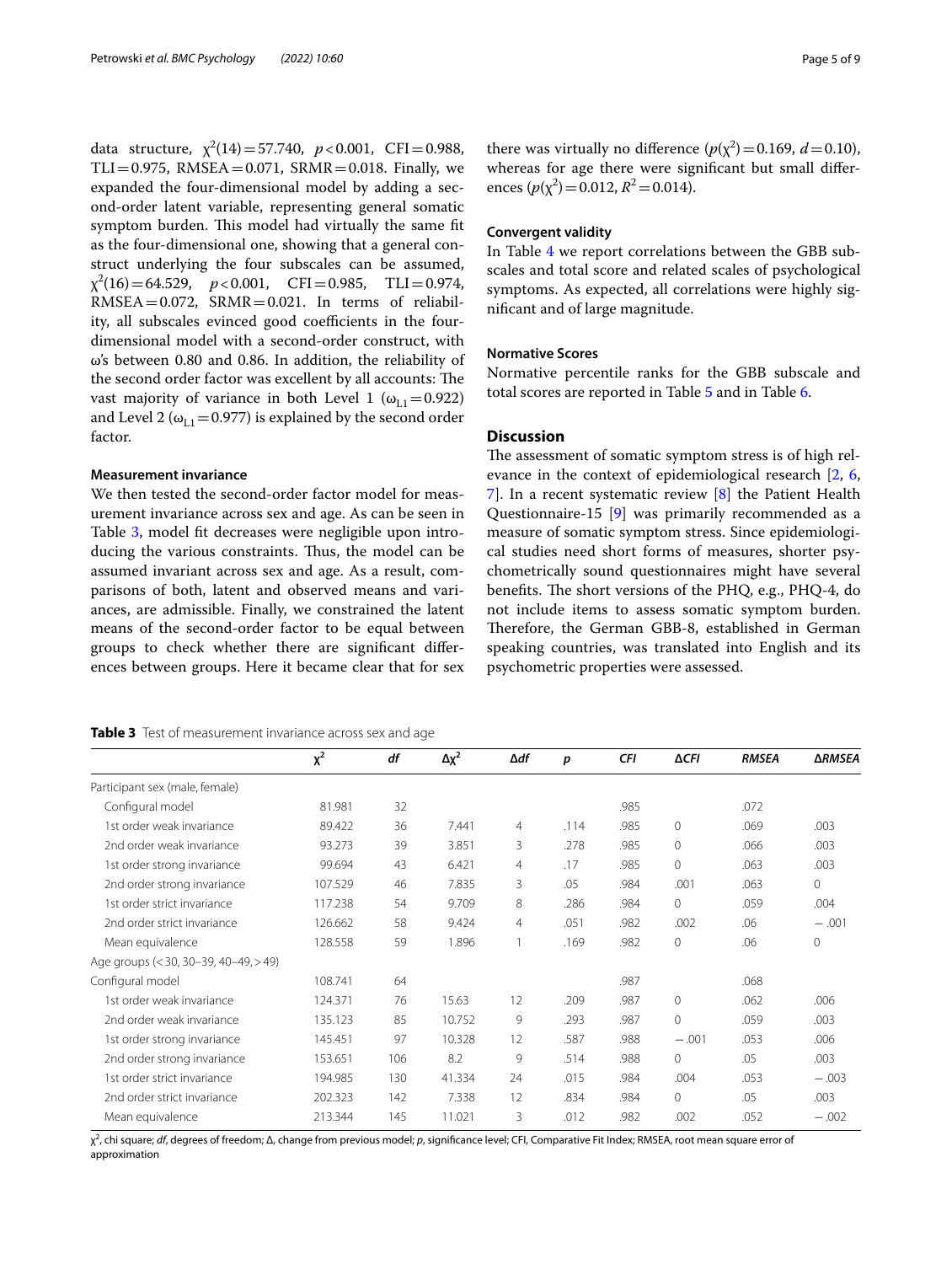data structure, $\chi^2(14) = 57.740$, $p < 0.001$, CFI = 0.988, TLI = 0.975, RMSEA = 0.071, SRMR = 0.018. Finally, we expanded the four-dimensional model by adding a second-order latent variable, representing general somatic symptom burden. This model had virtually the same fit as the four-dimensional one, showing that a general construct underlying the four subscales can be assumed, $\chi^2(16) = 64.529$, $p < 0.001$, CFI = 0.985, TLI = 0.974, RMSEA = 0.072, SRMR = 0.021. In terms of reliability, all subscales evinced good coefficients in the four-dimensional model with a second-order construct, with ω's between 0.80 and 0.86. In addition, the reliability of the second order factor was excellent by all accounts: The vast majority of variance in both Level 1 ($\omega_{L1} = 0.922$) and Level 2 ($\omega_{L1} = 0.977$) is explained by the second order factor.

### Measurement invariance

We then tested the second-order factor model for measurement invariance across sex and age. As can be seen in Table 3, model fit decreases were negligible upon introducing the various constraints. Thus, the model can be assumed invariant across sex and age. As a result, comparisons of both, latent and observed means and variances, are admissible. Finally, we constrained the latent means of the second-order factor to be equal between groups to check whether there are significant differences between groups. Here it became clear that for sex there was virtually no difference ($p(\chi^2) = 0.169$, $d = 0.10$), whereas for age there were significant but small differences ($p(\chi^2) = 0.012$, $R^2 = 0.014$).

### Convergent validity

In Table 4 we report correlations between the GBB subscales and total score and related scales of psychological symptoms. As expected, all correlations were highly significant and of large magnitude.

### Normative Scores

Normative percentile ranks for the GBB subscale and total scores are reported in Table 5 and in Table 6.

## Discussion

The assessment of somatic symptom stress is of high relevance in the context of epidemiological research [2, 6, 7]. In a recent systematic review [8] the Patient Health Questionnaire-15 [9] was primarily recommended as a measure of somatic symptom stress. Since epidemiological studies need short forms of measures, shorter psychometrically sound questionnaires might have several benefits. The short versions of the PHQ, e.g., PHQ-4, do not include items to assess somatic symptom burden. Therefore, the German GBB-8, established in German speaking countries, was translated into English and its psychometric properties were assessed.

**Table 3** Test of measurement invariance across sex and age

| | $\chi^2$ | *df* | $\Delta\chi^2$ | *Δdf* | *p* | *CFI* | *ΔCFI* | *RMSEA* | *ΔRMSEA* |
|---|---|---|---|---|---|---|---|---|---|
| Participant sex (male, female) | | | | | | | | | |
| Configural model | 81.981 | 32 | | | | .985 | | .072 | |
| 1st order weak invariance | 89.422 | 36 | 7.441 | 4 | .114 | .985 | 0 | .069 | .003 |
| 2nd order weak invariance | 93.273 | 39 | 3.851 | 3 | .278 | .985 | 0 | .066 | .003 |
| 1st order strong invariance | 99.694 | 43 | 6.421 | 4 | .17 | .985 | 0 | .063 | .003 |
| 2nd order strong invariance | 107.529 | 46 | 7.835 | 3 | .05 | .984 | .001 | .063 | 0 |
| 1st order strict invariance | 117.238 | 54 | 9.709 | 8 | .286 | .984 | 0 | .059 | .004 |
| 2nd order strict invariance | 126.662 | 58 | 9.424 | 4 | .051 | .982 | .002 | .06 | −.001 |
| Mean equivalence | 128.558 | 59 | 1.896 | 1 | .169 | .982 | 0 | .06 | 0 |
| Age groups (< 30, 30–39, 40–49, > 49) | | | | | | | | | |
| Configural model | 108.741 | 64 | | | | .987 | | .068 | |
| 1st order weak invariance | 124.371 | 76 | 15.63 | 12 | .209 | .987 | 0 | .062 | .006 |
| 2nd order weak invariance | 135.123 | 85 | 10.752 | 9 | .293 | .987 | 0 | .059 | .003 |
| 1st order strong invariance | 145.451 | 97 | 10.328 | 12 | .587 | .988 | −.001 | .053 | .006 |
| 2nd order strong invariance | 153.651 | 106 | 8.2 | 9 | .514 | .988 | 0 | .05 | .003 |
| 1st order strict invariance | 194.985 | 130 | 41.334 | 24 | .015 | .984 | .004 | .053 | −.003 |
| 2nd order strict invariance | 202.323 | 142 | 7.338 | 12 | .834 | .984 | 0 | .05 | .003 |
| Mean equivalence | 213.344 | 145 | 11.021 | 3 | .012 | .982 | .002 | .052 | −.002 |

$\chi^2$, chi square; *df*, degrees of freedom; Δ, change from previous model; *p*, significance level; CFI, Comparative Fit Index; RMSEA, root mean square error of approximation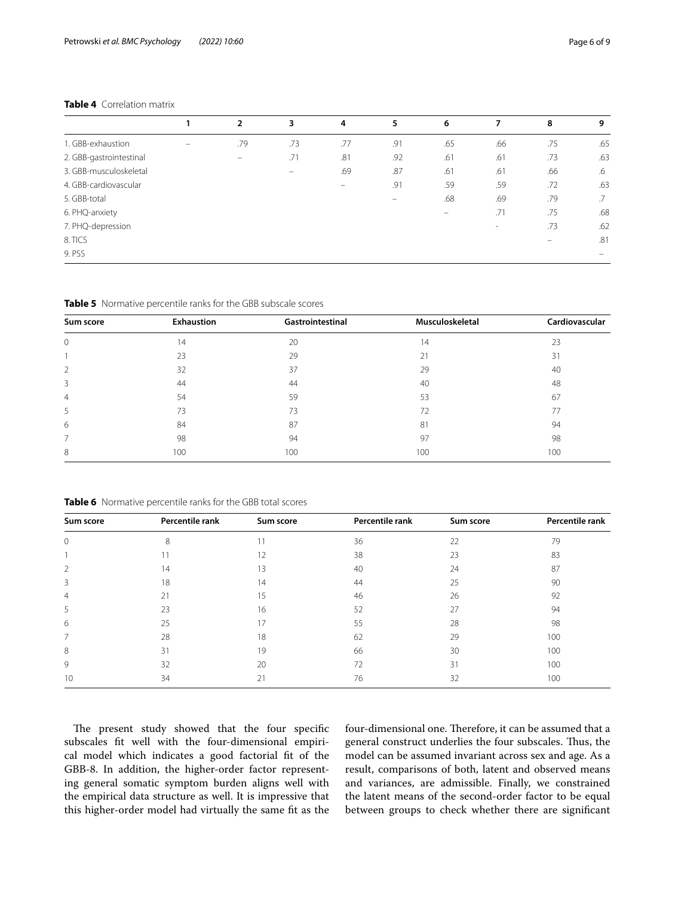**Table 4** Correlation matrix

| | 1 | 2 | 3 | 4 | 5 | 6 | 7 | 8 | 9 |
|---|---|---|---|---|---|---|---|---|---|
| 1. GBB-exhaustion | – | .79 | .73 | .77 | .91 | .65 | .66 | .75 | .65 |
| 2. GBB-gastrointestinal | | – | .71 | .81 | .92 | .61 | .61 | .73 | .63 |
| 3. GBB-musculoskeletal | | | – | .69 | .87 | .61 | .61 | .66 | .6 |
| 4. GBB-cardiovascular | | | | – | .91 | .59 | .59 | .72 | .63 |
| 5. GBB-total | | | | | – | .68 | .69 | .79 | .7 |
| 6. PHQ-anxiety | | | | | | – | .71 | .75 | .68 |
| 7. PHQ-depression | | | | | | | - | .73 | .62 |
| 8. TICS | | | | | | | | – | .81 |
| 9. PSS | | | | | | | | | – |

**Table 5** Normative percentile ranks for the GBB subscale scores

| Sum score | Exhaustion | Gastrointestinal | Musculoskeletal | Cardiovascular |
|---|---|---|---|---|
| 0 | 14 | 20 | 14 | 23 |
| 1 | 23 | 29 | 21 | 31 |
| 2 | 32 | 37 | 29 | 40 |
| 3 | 44 | 44 | 40 | 48 |
| 4 | 54 | 59 | 53 | 67 |
| 5 | 73 | 73 | 72 | 77 |
| 6 | 84 | 87 | 81 | 94 |
| 7 | 98 | 94 | 97 | 98 |
| 8 | 100 | 100 | 100 | 100 |

**Table 6** Normative percentile ranks for the GBB total scores

| Sum score | Percentile rank | Sum score | Percentile rank | Sum score | Percentile rank |
|---|---|---|---|---|---|
| 0 | 8 | 11 | 36 | 22 | 79 |
| 1 | 11 | 12 | 38 | 23 | 83 |
| 2 | 14 | 13 | 40 | 24 | 87 |
| 3 | 18 | 14 | 44 | 25 | 90 |
| 4 | 21 | 15 | 46 | 26 | 92 |
| 5 | 23 | 16 | 52 | 27 | 94 |
| 6 | 25 | 17 | 55 | 28 | 98 |
| 7 | 28 | 18 | 62 | 29 | 100 |
| 8 | 31 | 19 | 66 | 30 | 100 |
| 9 | 32 | 20 | 72 | 31 | 100 |
| 10 | 34 | 21 | 76 | 32 | 100 |

The present study showed that the four specific subscales fit well with the four-dimensional empirical model which indicates a good factorial fit of the GBB-8. In addition, the higher-order factor representing general somatic symptom burden aligns well with the empirical data structure as well. It is impressive that this higher-order model had virtually the same fit as the four-dimensional one. Therefore, it can be assumed that a general construct underlies the four subscales. Thus, the model can be assumed invariant across sex and age. As a result, comparisons of both, latent and observed means and variances, are admissible. Finally, we constrained the latent means of the second-order factor to be equal between groups to check whether there are significant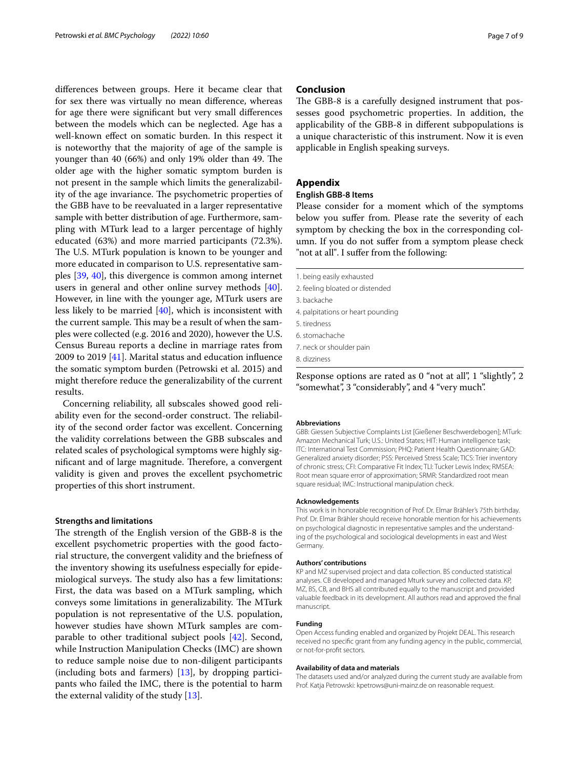differences between groups. Here it became clear that for sex there was virtually no mean difference, whereas for age there were significant but very small differences between the models which can be neglected. Age has a well-known effect on somatic burden. In this respect it is noteworthy that the majority of age of the sample is younger than 40 (66%) and only 19% older than 49. The older age with the higher somatic symptom burden is not present in the sample which limits the generalizability of the age invariance. The psychometric properties of the GBB have to be reevaluated in a larger representative sample with better distribution of age. Furthermore, sampling with MTurk lead to a larger percentage of highly educated (63%) and more married participants (72.3%). The U.S. MTurk population is known to be younger and more educated in comparison to U.S. representative samples [39, 40], this divergence is common among internet users in general and other online survey methods [40]. However, in line with the younger age, MTurk users are less likely to be married [40], which is inconsistent with the current sample. This may be a result of when the samples were collected (e.g. 2016 and 2020), however the U.S. Census Bureau reports a decline in marriage rates from 2009 to 2019 [41]. Marital status and education influence the somatic symptom burden (Petrowski et al. 2015) and might therefore reduce the generalizability of the current results.

Concerning reliability, all subscales showed good reliability even for the second-order construct. The reliability of the second order factor was excellent. Concerning the validity correlations between the GBB subscales and related scales of psychological symptoms were highly significant and of large magnitude. Therefore, a convergent validity is given and proves the excellent psychometric properties of this short instrument.

### Strengths and limitations

The strength of the English version of the GBB-8 is the excellent psychometric properties with the good factorial structure, the convergent validity and the briefness of the inventory showing its usefulness especially for epidemiological surveys. The study also has a few limitations: First, the data was based on a MTurk sampling, which conveys some limitations in generalizability. The MTurk population is not representative of the U.S. population, however studies have shown MTurk samples are comparable to other traditional subject pools [42]. Second, while Instruction Manipulation Checks (IMC) are shown to reduce sample noise due to non-diligent participants (including bots and farmers) [13], by dropping participants who failed the IMC, there is the potential to harm the external validity of the study [13].

## Conclusion

The GBB-8 is a carefully designed instrument that possesses good psychometric properties. In addition, the applicability of the GBB-8 in different subpopulations is a unique characteristic of this instrument. Now it is even applicable in English speaking surveys.

## Appendix

### English GBB-8 Items

Please consider for a moment which of the symptoms below you suffer from. Please rate the severity of each symptom by checking the box in the corresponding column. If you do not suffer from a symptom please check "not at all". I suffer from the following:

1. being easily exhausted
2. feeling bloated or distended
3. backache
4. palpitations or heart pounding
5. tiredness
6. stomachache
7. neck or shoulder pain
8. dizziness

Response options are rated as 0 "not at all", 1 "slightly", 2 "somewhat", 3 "considerably", and 4 "very much".

#### Abbreviations

GBB: Giessen Subjective Complaints List [Gießener Beschwerdebogen]; MTurk: Amazon Mechanical Turk; U.S.: United States; HIT: Human intelligence task; ITC: International Test Commission; PHQ: Patient Health Questionnaire; GAD: Generalized anxiety disorder; PSS: Perceived Stress Scale; TICS: Trier inventory of chronic stress; CFI: Comparative Fit Index; TLI: Tucker Lewis Index; RMSEA: Root mean square error of approximation; SRMR: Standardized root mean square residual; IMC: Instructional manipulation check.

#### Acknowledgements

This work is in honorable recognition of Prof. Dr. Elmar Brähler's 75th birthday. Prof. Dr. Elmar Brähler should receive honorable mention for his achievements on psychological diagnostic in representative samples and the understanding of the psychological and sociological developments in east and West Germany.

#### Authors' contributions

KP and MZ supervised project and data collection. BS conducted statistical analyses. CB developed and managed Mturk survey and collected data. KP, MZ, BS, CB, and BHS all contributed equally to the manuscript and provided valuable feedback in its development. All authors read and approved the final manuscript.

#### Funding

Open Access funding enabled and organized by Projekt DEAL. This research received no specific grant from any funding agency in the public, commercial, or not-for-profit sectors.

#### Availability of data and materials

The datasets used and/or analyzed during the current study are available from Prof. Katja Petrowski: kpetrows@uni-mainz.de on reasonable request.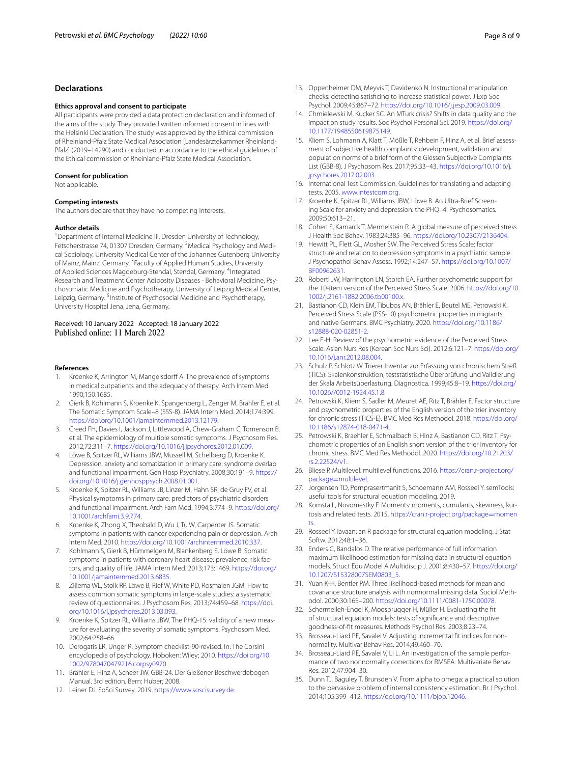## Declarations

### Ethics approval and consent to participate

All participants were provided a data protection declaration and informed of the aims of the study. They provided written informed consent in lines with the Helsinki Declaration. The study was approved by the Ethical commission of Rheinland-Pfalz State Medical Association [Landesärztekammer Rheinland-Pfalz] (2019–14290) and conducted in accordance to the ethical guidelines of the Ethical commission of Rheinland-Pfalz State Medical Association.

### Consent for publication

Not applicable.

### Competing interests

The authors declare that they have no competing interests.

### Author details

[1]Department of Internal Medicine III, Dresden University of Technology, Fetscherstrasse 74, 01307 Dresden, Germany. [2]Medical Psychology and Medical Sociology, University Medical Center of the Johannes Gutenberg University of Mainz, Mainz, Germany. [3]Faculty of Applied Human Studies, University of Applied Sciences Magdeburg-Stendal, Stendal, Germany. [4]Integrated Research and Treatment Center Adiposity Diseases - Behavioral Medicine, Psychosomatic Medicine and Psychotherapy, University of Leipzig Medical Center, Leipzig, Germany. [5]Institute of Psychosocial Medicine and Psychotherapy, University Hospital Jena, Jena, Germany.

Received: 10 January 2022 Accepted: 18 January 2022
Published online: 11 March 2022

## References

1. Kroenke K, Arrington M, Mangelsdorff A. The prevalence of symptoms in medical outpatients and the adequacy of therapy. Arch Intern Med. 1990;150:1685.
2. Gierk B, Kohlmann S, Kroenke K, Spangenberg L, Zenger M, Brähler E, et al. The Somatic Symptom Scale–8 (SSS-8). JAMA Intern Med. 2014;174:399. https://doi.org/10.1001/jamainternmed.2013.12179.
3. Creed FH, Davies I, Jackson J, Littlewood A, Chew-Graham C, Tomenson B, et al. The epidemiology of multiple somatic symptoms. J Psychosom Res. 2012;72:311–7. https://doi.org/10.1016/j.jpsychores.2012.01.009.
4. Löwe B, Spitzer RL, Williams JBW, Mussell M, Schellberg D, Kroenke K. Depression, anxiety and somatization in primary care: syndrome overlap and functional impairment. Gen Hosp Psychiatry. 2008;30:191–9. https://doi.org/10.1016/j.genhosppsych.2008.01.001.
5. Kroenke K, Spitzer RL, Williams JB, Linzer M, Hahn SR, de Gruy FV, et al. Physical symptoms in primary care: predictors of psychiatric disorders and functional impairment. Arch Fam Med. 1994;3:774–9. https://doi.org/10.1001/archfami.3.9.774.
6. Kroenke K, Zhong X, Theobald D, Wu J, Tu W, Carpenter JS. Somatic symptoms in patients with cancer experiencing pain or depression. Arch Intern Med. 2010. https://doi.org/10.1001/archinternmed.2010.337.
7. Kohlmann S, Gierk B, Hümmelgen M, Blankenberg S, Löwe B. Somatic symptoms in patients with coronary heart disease: prevalence, risk factors, and quality of life. JAMA Intern Med. 2013;173:1469. https://doi.org/10.1001/jamainternmed.2013.6835.
8. Zijlema WL, Stolk RP, Löwe B, Rief W, White PD, Rosmalen JGM. How to assess common somatic symptoms in large-scale studies: a systematic review of questionnaires. J Psychosom Res. 2013;74:459–68. https://doi.org/10.1016/j.jpsychores.2013.03.093.
9. Kroenke K, Spitzer RL, Williams JBW. The PHQ-15: validity of a new measure for evaluating the severity of somatic symptoms. Psychosom Med. 2002;64:258–66.
10. Derogatis LR, Unger R. Symptom checklist-90-revised. In: The Corsini encyclopedia of psychology. Hoboken: Wiley; 2010. https://doi.org/10.1002/9780470479216.corpsy0970.
11. Brähler E, Hinz A, Scheer JW. GBB-24. Der Gießener Beschwerdebogen Manual. 3rd edition. Bern: Huber; 2008.
12. Leiner DJ. SoSci Survey. 2019. https://www.soscisurvey.de.
13. Oppenheimer DM, Meyvis T, Davidenko N. Instructional manipulation checks: detecting satisficing to increase statistical power. J Exp Soc Psychol. 2009;45:867–72. https://doi.org/10.1016/j.jesp.2009.03.009.
14. Chmielewski M, Kucker SC. An MTurk crisis? Shifts in data quality and the impact on study results. Soc Psychol Personal Sci. 2019. https://doi.org/10.1177/1948550619875149.
15. Kliem S, Lohmann A, Klatt T, Mößle T, Rehbein F, Hinz A, et al. Brief assessment of subjective health complaints: development, validation and population norms of a brief form of the Giessen Subjective Complaints List (GBB-8). J Psychosom Res. 2017;95:33–43. https://doi.org/10.1016/j.jpsychores.2017.02.003.
16. International Test Commission. Guidelines for translating and adapting tests. 2005. www.intestcom.org.
17. Kroenke K, Spitzer RL, Williams JBW, Löwe B. An Ultra-Brief Screening Scale for anxiety and depression: the PHQ–4. Psychosomatics. 2009;50:613–21.
18. Cohen S, Kamarck T, Mermelstein R. A global measure of perceived stress. J Health Soc Behav. 1983;24:385–96. https://doi.org/10.2307/2136404.
19. Hewitt PL, Flett GL, Mosher SW. The Perceived Stress Scale: factor structure and relation to depression symptoms in a psychiatric sample. J Psychopathol Behav Assess. 1992;14:247–57. https://doi.org/10.1007/BF00962631.
20. Roberti JW, Harrington LN, Storch EA. Further psychometric support for the 10-item version of the Perceived Stress Scale. 2006. https://doi.org/10.1002/j.2161-1882.2006.tb00100.x.
21. Bastianon CD, Klein EM, Tibubos AN, Brähler E, Beutel ME, Petrowski K. Perceived Stress Scale (PSS-10) psychometric properties in migrants and native Germans. BMC Psychiatry. 2020. https://doi.org/10.1186/s12888-020-02851-2.
22. Lee E-H. Review of the psychometric evidence of the Perceived Stress Scale. Asian Nurs Res (Korean Soc Nurs Sci). 2012;6:121–7. https://doi.org/10.1016/j.anr.2012.08.004.
23. Schulz P, Schlotz W. Trierer Inventar zur Erfassung von chronischem Streß (TICS): Skalenkonstruktion, teststatistische Überprüfung und Validierung der Skala Arbeitsüberlastung. Diagnostica. 1999;45:8–19. https://doi.org/10.1026//0012-1924.45.1.8.
24. Petrowski K, Kliem S, Sadler M, Meuret AE, Ritz T, Brähler E. Factor structure and psychometric properties of the English version of the trier inventory for chronic stress (TICS-E). BMC Med Res Methodol. 2018. https://doi.org/10.1186/s12874-018-0471-4.
25. Petrowski K, Braehler E, Schmalbach B, Hinz A, Bastianon CD, Ritz T. Psychometric properties of an English short version of the trier inventory for chronic stress. BMC Med Res Methodol. 2020. https://doi.org/10.21203/rs.2.22524/v1.
26. Bliese P. Multilevel: multilevel functions. 2016. https://cran.r-project.org/package=multilevel.
27. Jorgensen TD, Pornprasertmanit S, Schoemann AM, Rosseel Y. semTools: useful tools for structural equation modeling. 2019.
28. Komsta L, Novomestky F. Moments: moments, cumulants, skewness, kurtosis and related tests. 2015. https://cran.r-project.org/package=moments.
29. Rosseel Y. lavaan: an R package for structural equation modeling. J Stat Softw. 2012;48:1–36.
30. Enders C, Bandalos D. The relative performance of full information maximum likelihood estimation for missing data in structural equation models. Struct Equ Model A Multidiscip J. 2001;8:430–57. https://doi.org/10.1207/S15328007SEM0803_5.
31. Yuan K-H, Bentler PM. Three likelihood-based methods for mean and covariance structure analysis with nonnormal missing data. Sociol Methodol. 2000;30:165–200. https://doi.org/10.1111/0081-1750.00078.
32. Schermelleh-Engel K, Moosbrugger H, Müller H. Evaluating the fit of structural equation models: tests of significance and descriptive goodness-of-fit measures. Methods Psychol Res. 2003;8:23–74.
33. Brosseau-Liard PE, Savalei V. Adjusting incremental fit indices for nonnormality. Multivar Behav Res. 2014;49:460–70.
34. Brosseau-Liard PE, Savalei V, Li L. An investigation of the sample performance of two nonnormality corrections for RMSEA. Multivariate Behav Res. 2012;47:904–30.
35. Dunn TJ, Baguley T, Brunsden V. From alpha to omega: a practical solution to the pervasive problem of internal consistency estimation. Br J Psychol. 2014;105:399–412. https://doi.org/10.1111/bjop.12046.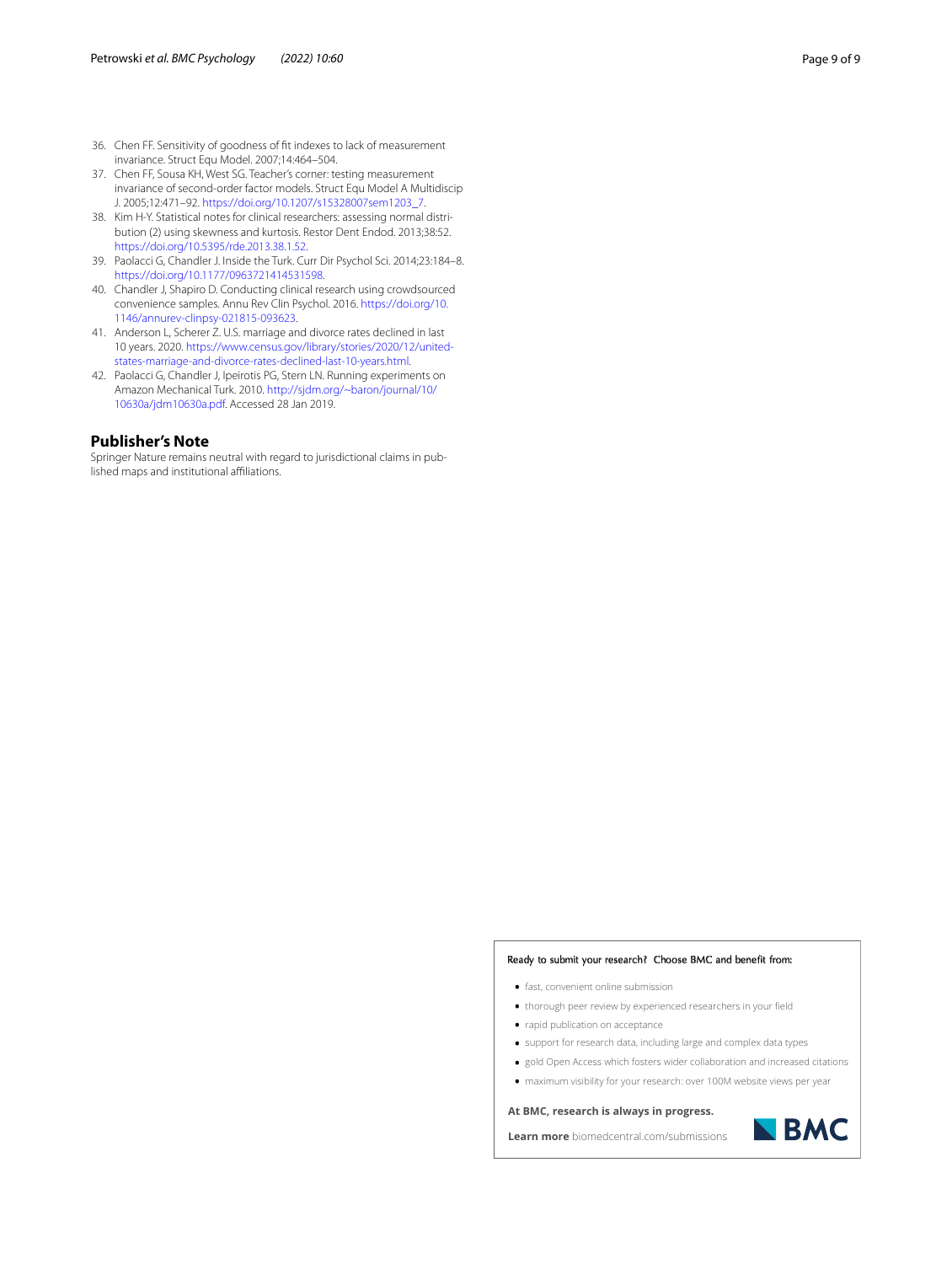36. Chen FF. Sensitivity of goodness of fit indexes to lack of measurement invariance. Struct Equ Model. 2007;14:464–504.
37. Chen FF, Sousa KH, West SG. Teacher's corner: testing measurement invariance of second-order factor models. Struct Equ Model A Multidiscip J. 2005;12:471–92. https://doi.org/10.1207/s15328007sem1203_7.
38. Kim H-Y. Statistical notes for clinical researchers: assessing normal distribution (2) using skewness and kurtosis. Restor Dent Endod. 2013;38:52. https://doi.org/10.5395/rde.2013.38.1.52.
39. Paolacci G, Chandler J. Inside the Turk. Curr Dir Psychol Sci. 2014;23:184–8. https://doi.org/10.1177/0963721414531598.
40. Chandler J, Shapiro D. Conducting clinical research using crowdsourced convenience samples. Annu Rev Clin Psychol. 2016. https://doi.org/10.1146/annurev-clinpsy-021815-093623.
41. Anderson L, Scherer Z. U.S. marriage and divorce rates declined in last 10 years. 2020. https://www.census.gov/library/stories/2020/12/united-states-marriage-and-divorce-rates-declined-last-10-years.html.
42. Paolacci G, Chandler J, Ipeirotis PG, Stern LN. Running experiments on Amazon Mechanical Turk. 2010. http://sjdm.org/~baron/journal/10/10630a/jdm10630a.pdf. Accessed 28 Jan 2019.

## Publisher's Note

Springer Nature remains neutral with regard to jurisdictional claims in published maps and institutional affiliations.

Ready to submit your research? Choose BMC and benefit from:

- fast, convenient online submission
- thorough peer review by experienced researchers in your field
- rapid publication on acceptance
- support for research data, including large and complex data types
- gold Open Access which fosters wider collaboration and increased citations
- maximum visibility for your research: over 100M website views per year

**At BMC, research is always in progress.**

**Learn more** biomedcentral.com/submissions

BMC